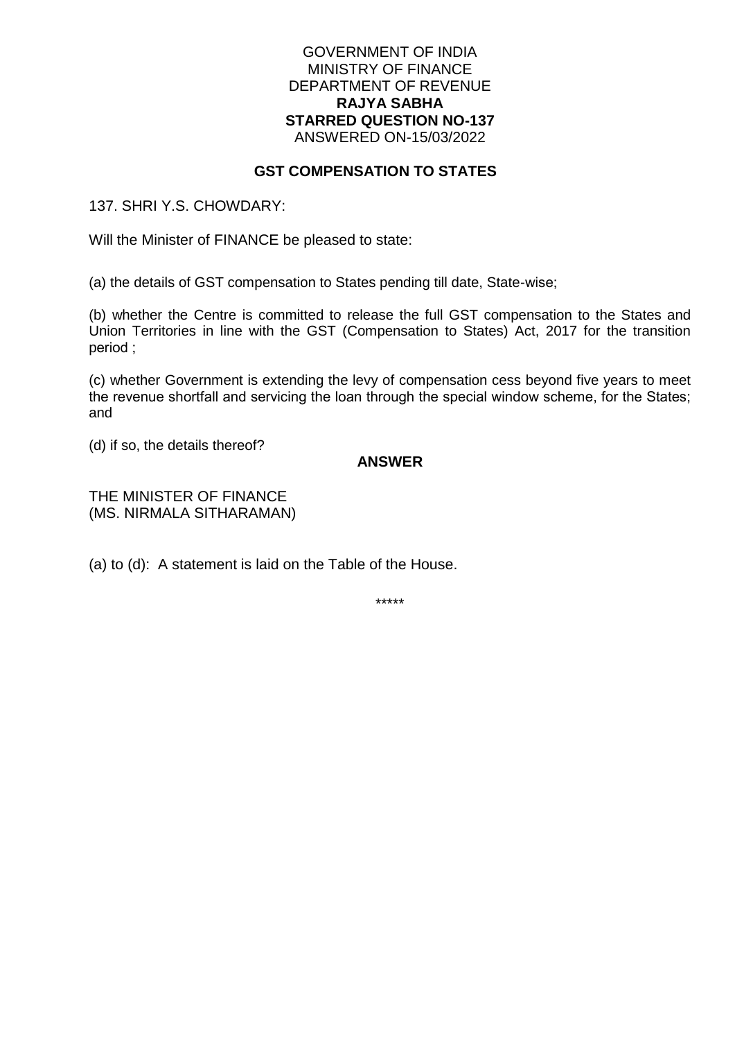GOVERNMENT OF INDIA
MINISTRY OF FINANCE
DEPARTMENT OF REVENUE
**RAJYA SABHA**
**STARRED QUESTION NO-137**
ANSWERED ON-15/03/2022

## GST COMPENSATION TO STATES

137. SHRI Y.S. CHOWDARY:

Will the Minister of FINANCE be pleased to state:

(a) the details of GST compensation to States pending till date, State-wise;

(b) whether the Centre is committed to release the full GST compensation to the States and Union Territories in line with the GST (Compensation to States) Act, 2017 for the transition period ;

(c) whether Government is extending the levy of compensation cess beyond five years to meet the revenue shortfall and servicing the loan through the special window scheme, for the States; and

(d) if so, the details thereof?

**ANSWER**

THE MINISTER OF FINANCE
(MS. NIRMALA SITHARAMAN)

(a) to (d): A statement is laid on the Table of the House.

*****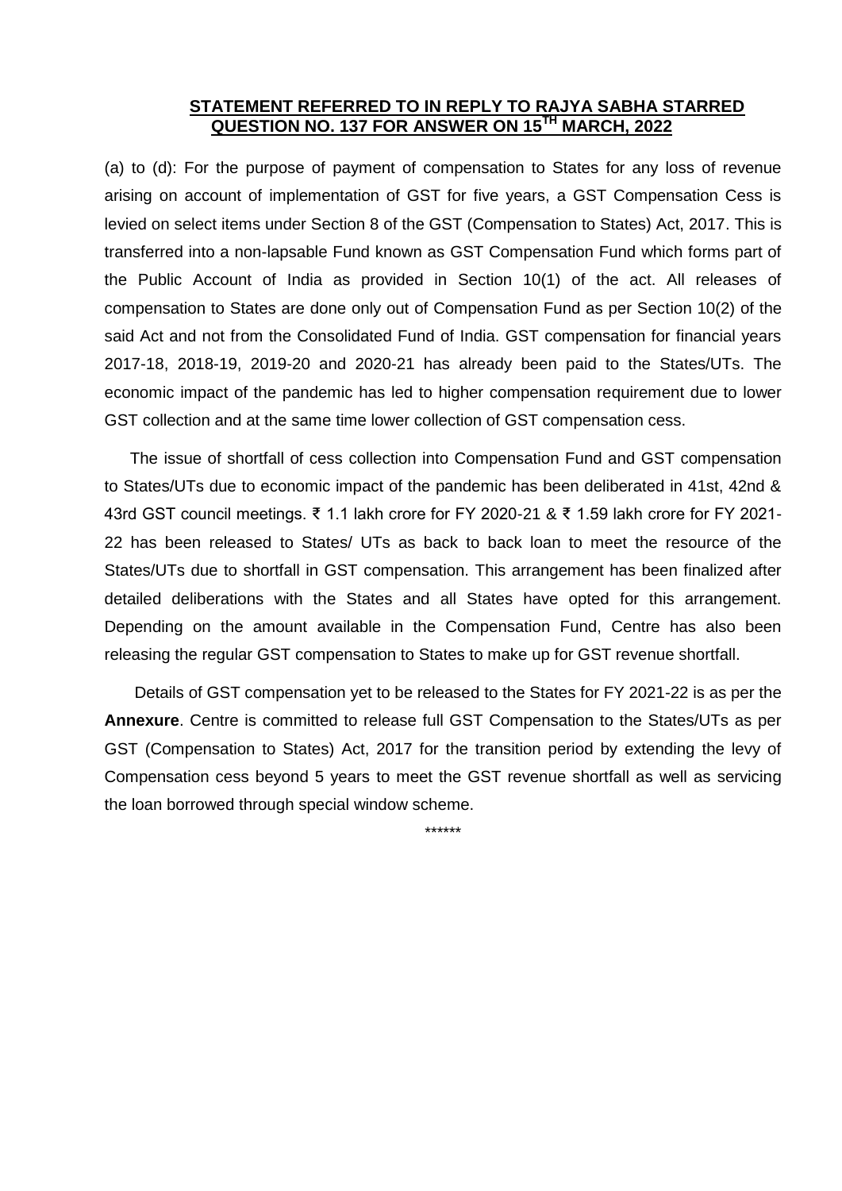**STATEMENT REFERRED TO IN REPLY TO RAJYA SABHA STARRED QUESTION NO. 137 FOR ANSWER ON 15[TH] MARCH, 2022**

(a) to (d): For the purpose of payment of compensation to States for any loss of revenue arising on account of implementation of GST for five years, a GST Compensation Cess is levied on select items under Section 8 of the GST (Compensation to States) Act, 2017. This is transferred into a non-lapsable Fund known as GST Compensation Fund which forms part of the Public Account of India as provided in Section 10(1) of the act. All releases of compensation to States are done only out of Compensation Fund as per Section 10(2) of the said Act and not from the Consolidated Fund of India. GST compensation for financial years 2017-18, 2018-19, 2019-20 and 2020-21 has already been paid to the States/UTs. The economic impact of the pandemic has led to higher compensation requirement due to lower GST collection and at the same time lower collection of GST compensation cess.

The issue of shortfall of cess collection into Compensation Fund and GST compensation to States/UTs due to economic impact of the pandemic has been deliberated in 41st, 42nd & 43rd GST council meetings. ₹ 1.1 lakh crore for FY 2020-21 & ₹ 1.59 lakh crore for FY 2021-22 has been released to States/ UTs as back to back loan to meet the resource of the States/UTs due to shortfall in GST compensation. This arrangement has been finalized after detailed deliberations with the States and all States have opted for this arrangement. Depending on the amount available in the Compensation Fund, Centre has also been releasing the regular GST compensation to States to make up for GST revenue shortfall.

Details of GST compensation yet to be released to the States for FY 2021-22 is as per the **Annexure**. Centre is committed to release full GST Compensation to the States/UTs as per GST (Compensation to States) Act, 2017 for the transition period by extending the levy of Compensation cess beyond 5 years to meet the GST revenue shortfall as well as servicing the loan borrowed through special window scheme.

******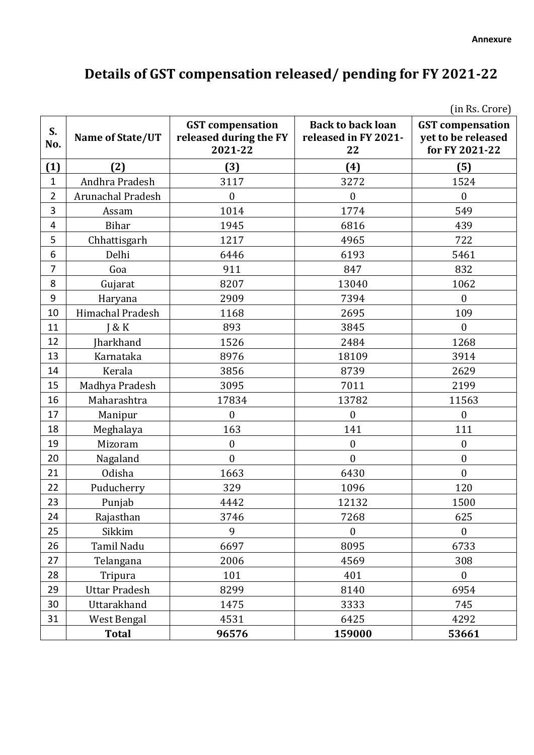**Annexure**

# Details of GST compensation released/ pending for FY 2021-22

(in Rs. Crore)

| S. No. | Name of State/UT | GST compensation released during the FY 2021-22 | Back to back loan released in FY 2021-22 | GST compensation yet to be released for FY 2021-22 |
|---|---|---|---|---|
| (1) | (2) | (3) | (4) | (5) |
| 1 | Andhra Pradesh | 3117 | 3272 | 1524 |
| 2 | Arunachal Pradesh | 0 | 0 | 0 |
| 3 | Assam | 1014 | 1774 | 549 |
| 4 | Bihar | 1945 | 6816 | 439 |
| 5 | Chhattisgarh | 1217 | 4965 | 722 |
| 6 | Delhi | 6446 | 6193 | 5461 |
| 7 | Goa | 911 | 847 | 832 |
| 8 | Gujarat | 8207 | 13040 | 1062 |
| 9 | Haryana | 2909 | 7394 | 0 |
| 10 | Himachal Pradesh | 1168 | 2695 | 109 |
| 11 | J & K | 893 | 3845 | 0 |
| 12 | Jharkhand | 1526 | 2484 | 1268 |
| 13 | Karnataka | 8976 | 18109 | 3914 |
| 14 | Kerala | 3856 | 8739 | 2629 |
| 15 | Madhya Pradesh | 3095 | 7011 | 2199 |
| 16 | Maharashtra | 17834 | 13782 | 11563 |
| 17 | Manipur | 0 | 0 | 0 |
| 18 | Meghalaya | 163 | 141 | 111 |
| 19 | Mizoram | 0 | 0 | 0 |
| 20 | Nagaland | 0 | 0 | 0 |
| 21 | Odisha | 1663 | 6430 | 0 |
| 22 | Puducherry | 329 | 1096 | 120 |
| 23 | Punjab | 4442 | 12132 | 1500 |
| 24 | Rajasthan | 3746 | 7268 | 625 |
| 25 | Sikkim | 9 | 0 | 0 |
| 26 | Tamil Nadu | 6697 | 8095 | 6733 |
| 27 | Telangana | 2006 | 4569 | 308 |
| 28 | Tripura | 101 | 401 | 0 |
| 29 | Uttar Pradesh | 8299 | 8140 | 6954 |
| 30 | Uttarakhand | 1475 | 3333 | 745 |
| 31 | West Bengal | 4531 | 6425 | 4292 |
| | **Total** | **96576** | **159000** | **53661** |